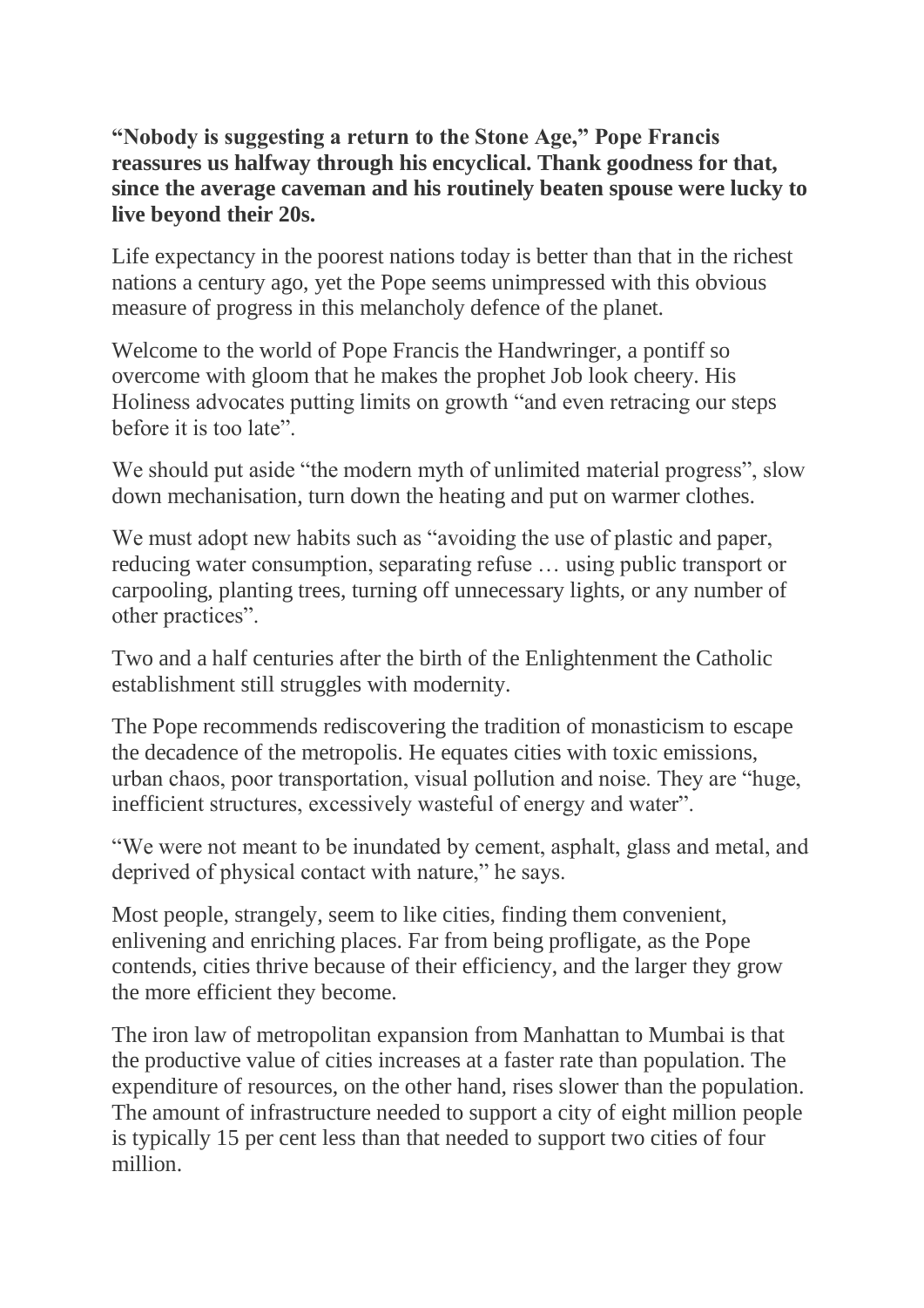**“Nobody is suggesting a return to the Stone Age,” Pope Francis reassures us halfway through his encyclical. Thank goodness for that, since the average caveman and his routinely beaten spouse were lucky to live beyond their 20s.**

Life expectancy in the poorest nations today is better than that in the richest nations a century ago, yet the Pope seems unimpressed with this obvious measure of progress in this melancholy defence of the planet.

Welcome to the world of Pope Francis the Handwringer, a pontiff so overcome with gloom that he makes the prophet Job look cheery. His Holiness advocates putting limits on growth “and even retracing our steps before it is too late”.

We should put aside “the modern myth of unlimited material progress”, slow down mechanisation, turn down the heating and put on warmer clothes.

We must adopt new habits such as “avoiding the use of plastic and paper, reducing water consumption, separating refuse … using public transport or carpooling, planting trees, turning off unnecessary lights, or any number of other practices”.

Two and a half centuries after the birth of the Enlightenment the Catholic establishment still struggles with modernity.

The Pope recommends rediscovering the tradition of monasticism to escape the decadence of the metropolis. He equates cities with toxic emissions, urban chaos, poor transportation, visual pollution and noise. They are “huge, inefficient structures, excessively wasteful of energy and water”.

“We were not meant to be inundated by cement, asphalt, glass and metal, and deprived of physical contact with nature,” he says.

Most people, strangely, seem to like cities, finding them convenient, enlivening and enriching places. Far from being profligate, as the Pope contends, cities thrive because of their efficiency, and the larger they grow the more efficient they become.

The iron law of metropolitan expansion from Manhattan to Mumbai is that the productive value of cities increases at a faster rate than population. The expenditure of resources, on the other hand, rises slower than the population. The amount of infrastructure needed to support a city of eight million people is typically 15 per cent less than that needed to support two cities of four million.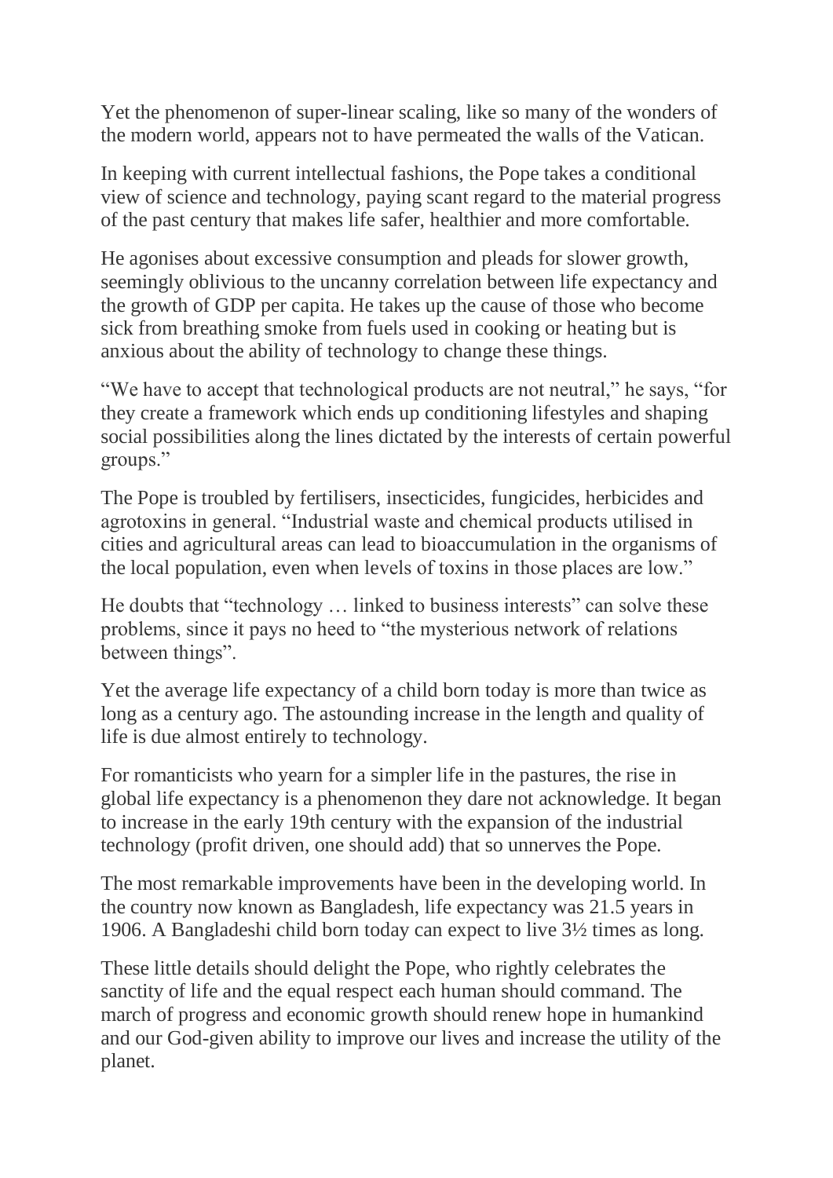Yet the phenomenon of super-linear scaling, like so many of the wonders of the modern world, appears not to have permeated the walls of the Vatican.

In keeping with current intellectual fashions, the Pope takes a conditional view of science and technology, paying scant regard to the material progress of the past century that makes life safer, healthier and more comfortable.

He agonises about excessive consumption and pleads for slower growth, seemingly oblivious to the uncanny correlation between life expectancy and the growth of GDP per capita. He takes up the cause of those who become sick from breathing smoke from fuels used in cooking or heating but is anxious about the ability of technology to change these things.

"We have to accept that technological products are not neutral," he says, "for they create a framework which ends up conditioning lifestyles and shaping social possibilities along the lines dictated by the interests of certain powerful groups."

The Pope is troubled by fertilisers, insecticides, fungicides, herbicides and agrotoxins in general. "Industrial waste and chemical products utilised in cities and agricultural areas can lead to bioaccumulation in the organisms of the local population, even when levels of toxins in those places are low."

He doubts that "technology … linked to business interests" can solve these problems, since it pays no heed to "the mysterious network of relations between things".

Yet the average life expectancy of a child born today is more than twice as long as a century ago. The astounding increase in the length and quality of life is due almost entirely to technology.

For romanticists who yearn for a simpler life in the pastures, the rise in global life expectancy is a phenomenon they dare not acknowledge. It began to increase in the early 19th century with the expansion of the industrial technology (profit driven, one should add) that so unnerves the Pope.

The most remarkable improvements have been in the developing world. In the country now known as Bangladesh, life expectancy was 21.5 years in 1906. A Bangladeshi child born today can expect to live 3½ times as long.

These little details should delight the Pope, who rightly celebrates the sanctity of life and the equal respect each human should command. The march of progress and economic growth should renew hope in humankind and our God-given ability to improve our lives and increase the utility of the planet.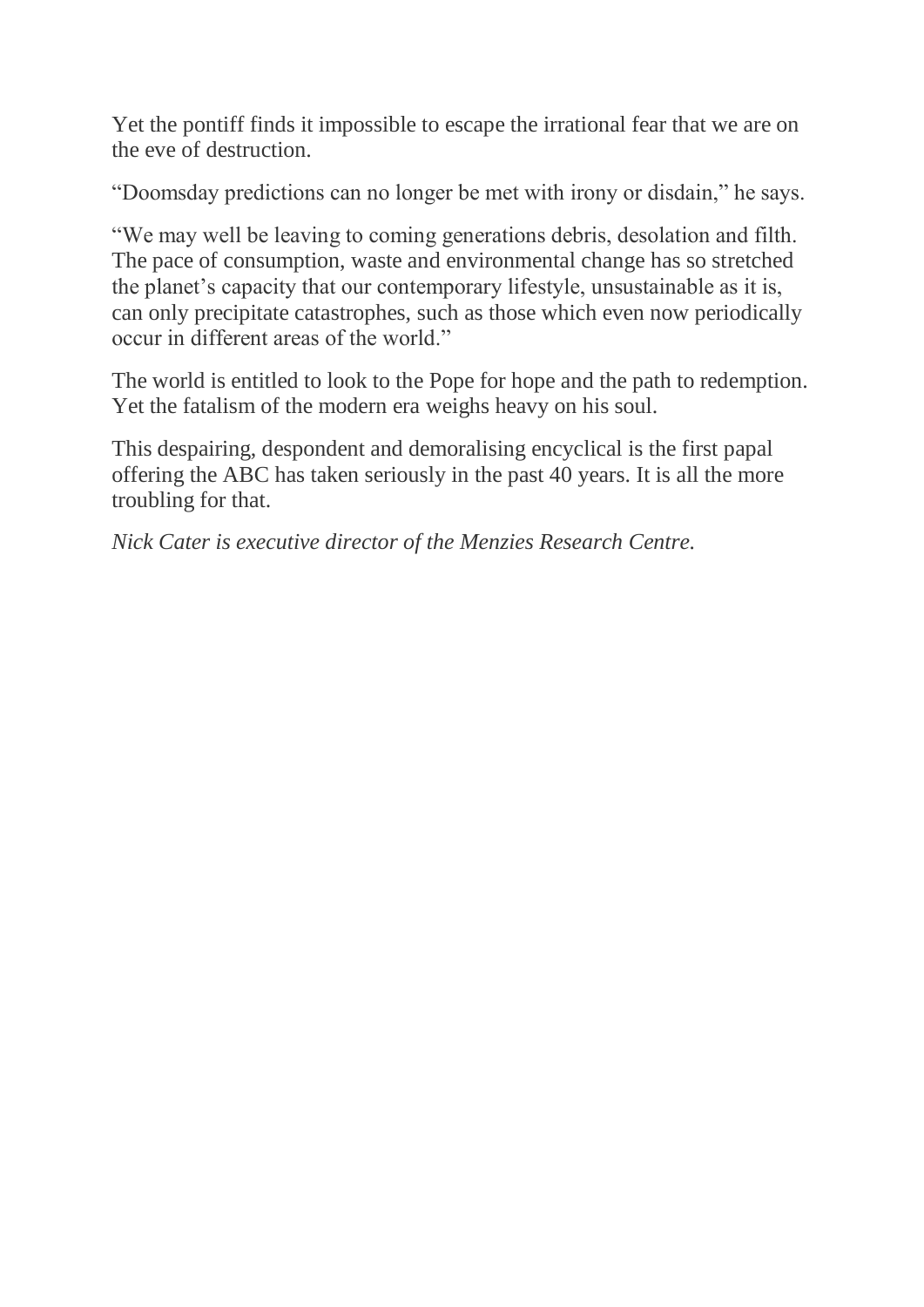Yet the pontiff finds it impossible to escape the irrational fear that we are on the eve of destruction.

“Doomsday predictions can no longer be met with irony or disdain,” he says.

“We may well be leaving to coming generations debris, desolation and filth. The pace of consumption, waste and environmental change has so stretched the planet’s capacity that our contemporary lifestyle, unsustainable as it is, can only precipitate catastrophes, such as those which even now periodically occur in different areas of the world.”

The world is entitled to look to the Pope for hope and the path to redemption. Yet the fatalism of the modern era weighs heavy on his soul.

This despairing, despondent and demoralising encyclical is the first papal offering the ABC has taken seriously in the past 40 years. It is all the more troubling for that.

*Nick Cater is executive director of the Menzies Research Centre.*